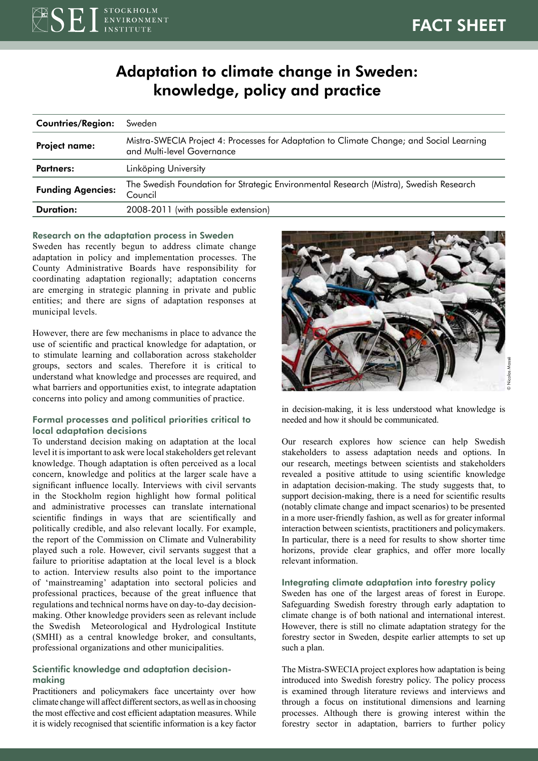FACT SHEET

# Adaptation to climate change in Sweden: knowledge, policy and practice

| | |
|---|---|
| **Countries/Region:** | Sweden |
| **Project name:** | Mistra-SWECIA Project 4: Processes for Adaptation to Climate Change; and Social Learning and Multi-level Governance |
| **Partners:** | Linköping University |
| **Funding Agencies:** | The Swedish Foundation for Strategic Environmental Research (Mistra), Swedish Research Council |
| **Duration:** | 2008-2011 (with possible extension) |

## Research on the adaptation process in Sweden

Sweden has recently begun to address climate change adaptation in policy and implementation processes. The County Administrative Boards have responsibility for coordinating adaptation regionally; adaptation concerns are emerging in strategic planning in private and public entities; and there are signs of adaptation responses at municipal levels.

However, there are few mechanisms in place to advance the use of scientific and practical knowledge for adaptation, or to stimulate learning and collaboration across stakeholder groups, sectors and scales. Therefore it is critical to understand what knowledge and processes are required, and what barriers and opportunities exist, to integrate adaptation concerns into policy and among communities of practice.

## Formal processes and political priorities critical to local adaptation decisions

To understand decision making on adaptation at the local level it is important to ask were local stakeholders get relevant knowledge. Though adaptation is often perceived as a local concern, knowledge and politics at the larger scale have a significant influence locally. Interviews with civil servants in the Stockholm region highlight how formal political and administrative processes can translate international scientific findings in ways that are scientifically and politically credible, and also relevant locally. For example, the report of the Commission on Climate and Vulnerability played such a role. However, civil servants suggest that a failure to prioritise adaptation at the local level is a block to action. Interview results also point to the importance of 'mainstreaming' adaptation into sectoral policies and professional practices, because of the great influence that regulations and technical norms have on day-to-day decision-making. Other knowledge providers seen as relevant include the Swedish Meteorological and Hydrological Institute (SMHI) as a central knowledge broker, and consultants, professional organizations and other municipalities.

## Scientific knowledge and adaptation decision-making

Practitioners and policymakers face uncertainty over how climate change will affect different sectors, as well as in choosing the most effective and cost efficient adaptation measures. While it is widely recognised that scientific information is a key factor in decision-making, it is less understood what knowledge is needed and how it should be communicated.

© Nicolas Massé

Our research explores how science can help Swedish stakeholders to assess adaptation needs and options. In our research, meetings between scientists and stakeholders revealed a positive attitude to using scientific knowledge in adaptation decision-making. The study suggests that, to support decision-making, there is a need for scientific results (notably climate change and impact scenarios) to be presented in a more user-friendly fashion, as well as for greater informal interaction between scientists, practitioners and policymakers. In particular, there is a need for results to show shorter time horizons, provide clear graphics, and offer more locally relevant information.

## Integrating climate adaptation into forestry policy

Sweden has one of the largest areas of forest in Europe. Safeguarding Swedish forestry through early adaptation to climate change is of both national and international interest. However, there is still no climate adaptation strategy for the forestry sector in Sweden, despite earlier attempts to set up such a plan.

The Mistra-SWECIA project explores how adaptation is being introduced into Swedish forestry policy. The policy process is examined through literature reviews and interviews and through a focus on institutional dimensions and learning processes. Although there is growing interest within the forestry sector in adaptation, barriers to further policy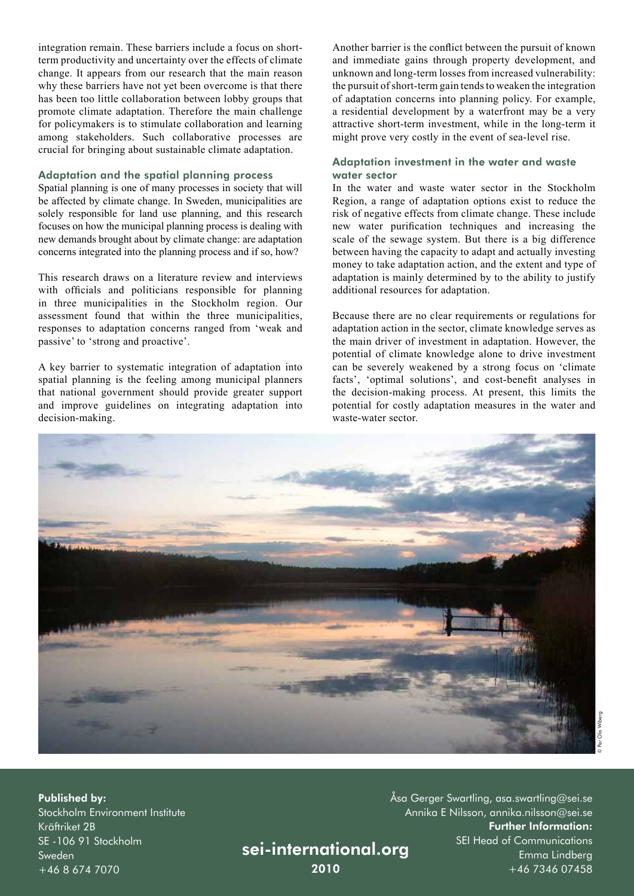integration remain. These barriers include a focus on short-term productivity and uncertainty over the effects of climate change. It appears from our research that the main reason why these barriers have not yet been overcome is that there has been too little collaboration between lobby groups that promote climate adaptation. Therefore the main challenge for policymakers is to stimulate collaboration and learning among stakeholders. Such collaborative processes are crucial for bringing about sustainable climate adaptation.

### Adaptation and the spatial planning process

Spatial planning is one of many processes in society that will be affected by climate change. In Sweden, municipalities are solely responsible for land use planning, and this research focuses on how the municipal planning process is dealing with new demands brought about by climate change: are adaptation concerns integrated into the planning process and if so, how?

This research draws on a literature review and interviews with officials and politicians responsible for planning in three municipalities in the Stockholm region. Our assessment found that within the three municipalities, responses to adaptation concerns ranged from 'weak and passive' to 'strong and proactive'.

A key barrier to systematic integration of adaptation into spatial planning is the feeling among municipal planners that national government should provide greater support and improve guidelines on integrating adaptation into decision-making.

Another barrier is the conflict between the pursuit of known and immediate gains through property development, and unknown and long-term losses from increased vulnerability: the pursuit of short-term gain tends to weaken the integration of adaptation concerns into planning policy. For example, a residential development by a waterfront may be a very attractive short-term investment, while in the long-term it might prove very costly in the event of sea-level rise.

### Adaptation investment in the water and waste water sector

In the water and waste water sector in the Stockholm Region, a range of adaptation options exist to reduce the risk of negative effects from climate change. These include new water purification techniques and increasing the scale of the sewage system. But there is a big difference between having the capacity to adapt and actually investing money to take adaptation action, and the extent and type of adaptation is mainly determined by to the ability to justify additional resources for adaptation.

Because there are no clear requirements or regulations for adaptation action in the sector, climate knowledge serves as the main driver of investment in adaptation. However, the potential of climate knowledge alone to drive investment can be severely weakened by a strong focus on 'climate facts', 'optimal solutions', and cost-benefit analyses in the decision-making process. At present, this limits the potential for costly adaptation measures in the water and waste-water sector.

© Per Olo Wiberg

**Published by:**
Stockholm Environment Institute
Kräftriket 2B
SE -106 91 Stockholm
Sweden
+46 8 674 7070

sei-international.org
2010

Åsa Gerger Swartling, asa.swartling@sei.se
Annika E Nilsson, annika.nilsson@sei.se

**Further Information:**
SEI Head of Communications
Emma Lindberg
+46 7346 07458